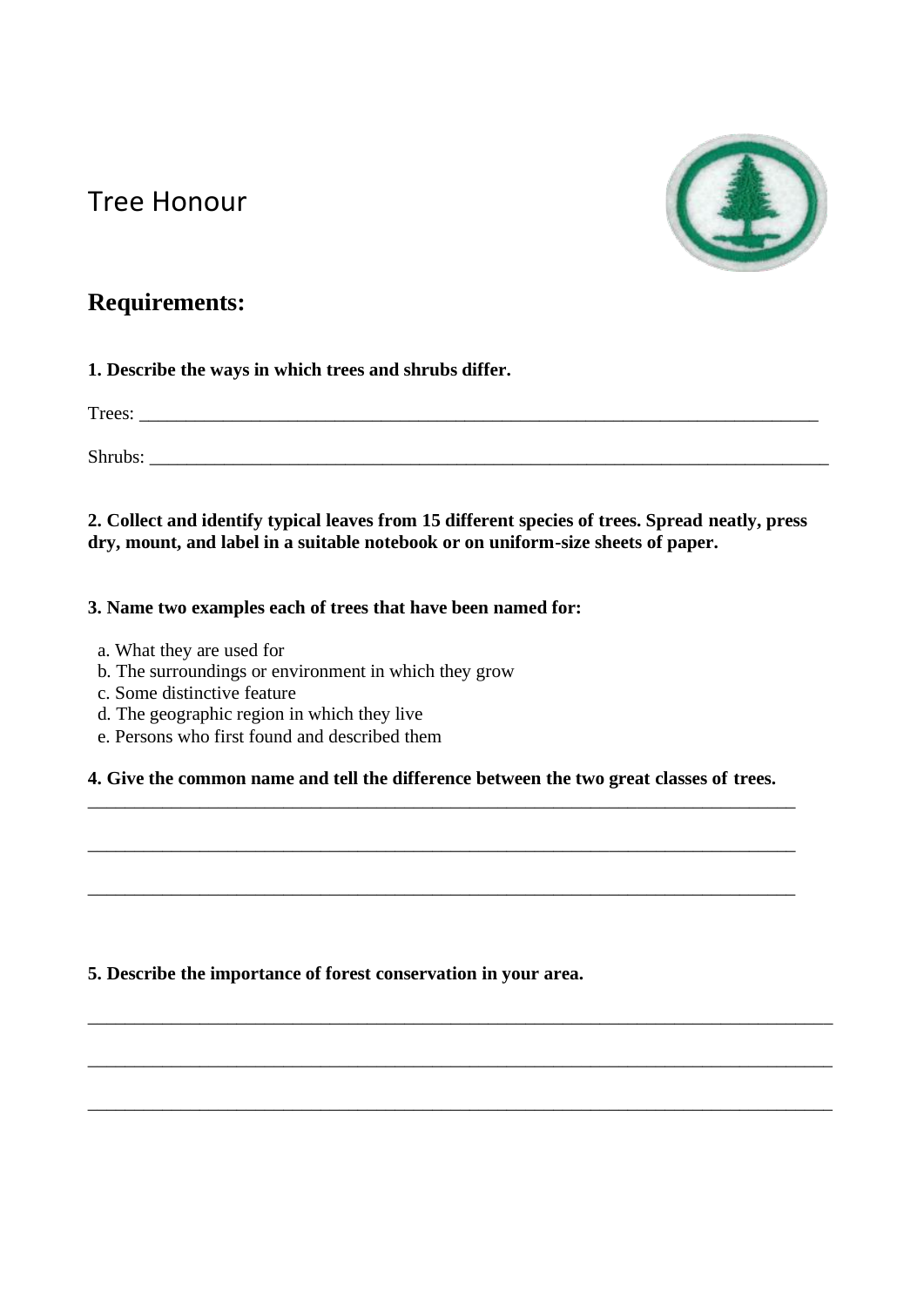# Tree Honour

## Requirements:

**1. Describe the ways in which trees and shrubs differ.**

Trees: ___________________________________________________________________________

Shrubs: __________________________________________________________________________

**2. Collect and identify typical leaves from 15 different species of trees. Spread neatly, press dry, mount, and label in a suitable notebook or on uniform-size sheets of paper.**

**3. Name two examples each of trees that have been named for:**

a. What they are used for
b. The surroundings or environment in which they grow
c. Some distinctive feature
d. The geographic region in which they live
e. Persons who first found and described them

**4. Give the common name and tell the difference between the two great classes of trees.**

_______________________________________________________________________________

_______________________________________________________________________________

_______________________________________________________________________________

**5. Describe the importance of forest conservation in your area.**

_______________________________________________________________________________

_______________________________________________________________________________

_______________________________________________________________________________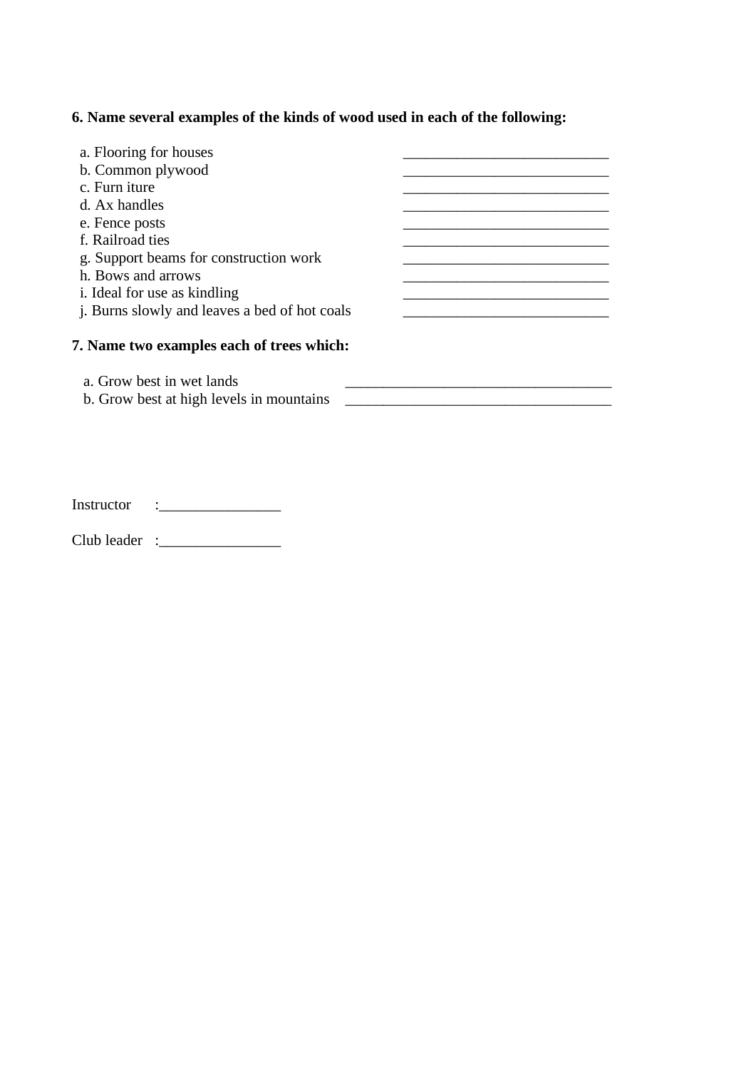**6. Name several examples of the kinds of wood used in each of the following:**

a. Flooring for houses ___________________________
b. Common plywood ___________________________
c. Furn iture ___________________________
d. Ax handles ___________________________
e. Fence posts ___________________________
f. Railroad ties ___________________________
g. Support beams for construction work ___________________________
h. Bows and arrows ___________________________
i. Ideal for use as kindling ___________________________
j. Burns slowly and leaves a bed of hot coals ___________________________

**7. Name two examples each of trees which:**

a. Grow best in wet lands ___________________________________
b. Grow best at high levels in mountains ___________________________________

Instructor :________________

Club leader :________________